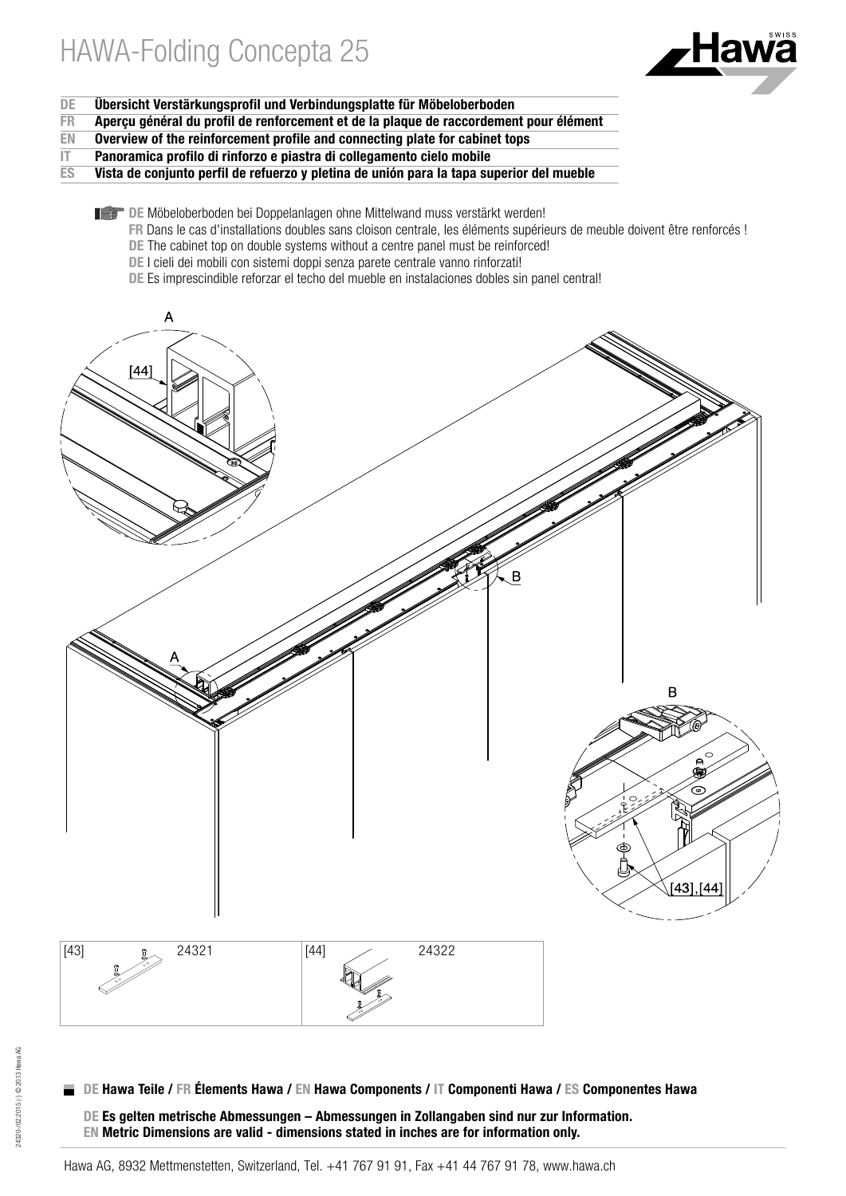# HAWA-Folding Concepta 25

**DE Übersicht Verstärkungsprofil und Verbindungsplatte für Möbeloberboden**
**FR Aperçu général du profil de renforcement et de la plaque de raccordement pour élément**
**EN Overview of the reinforcement profile and connecting plate for cabinet tops**
**IT Panoramica profilo di rinforzo e piastra di collegamento cielo mobile**
**ES Vista de conjunto perfil de refuerzo y pletina de unión para la tapa superior del mueble**

**DE** Möbeloberboden bei Doppelanlagen ohne Mittelwand muss verstärkt werden!
**FR** Dans le cas d'installations doubles sans cloison centrale, les éléments supérieurs de meuble doivent être renforcés !
**DE** The cabinet top on double systems without a centre panel must be reinforced!
**DE** I cieli dei mobili con sistemi doppi senza parete centrale vanno rinforzati!
**DE** Es imprescindible reforzar el techo del mueble en instalaciones dobles sin panel central!

A

[44]

B

A

B

[43], [44]

| [43] 24321 | [44] 24322 |
|---|---|

**DE Hawa Teile / FR Élements Hawa / EN Hawa Components / IT Componenti Hawa / ES Componentes Hawa**

**DE Es gelten metrische Abmessungen – Abmessungen in Zollangaben sind nur zur Information.**
**EN Metric Dimensions are valid - dimensions stated in inches are for information only.**

Hawa AG, 8932 Mettmenstetten, Switzerland, Tel. +41 767 91 91, Fax +41 44 767 91 78, www.hawa.ch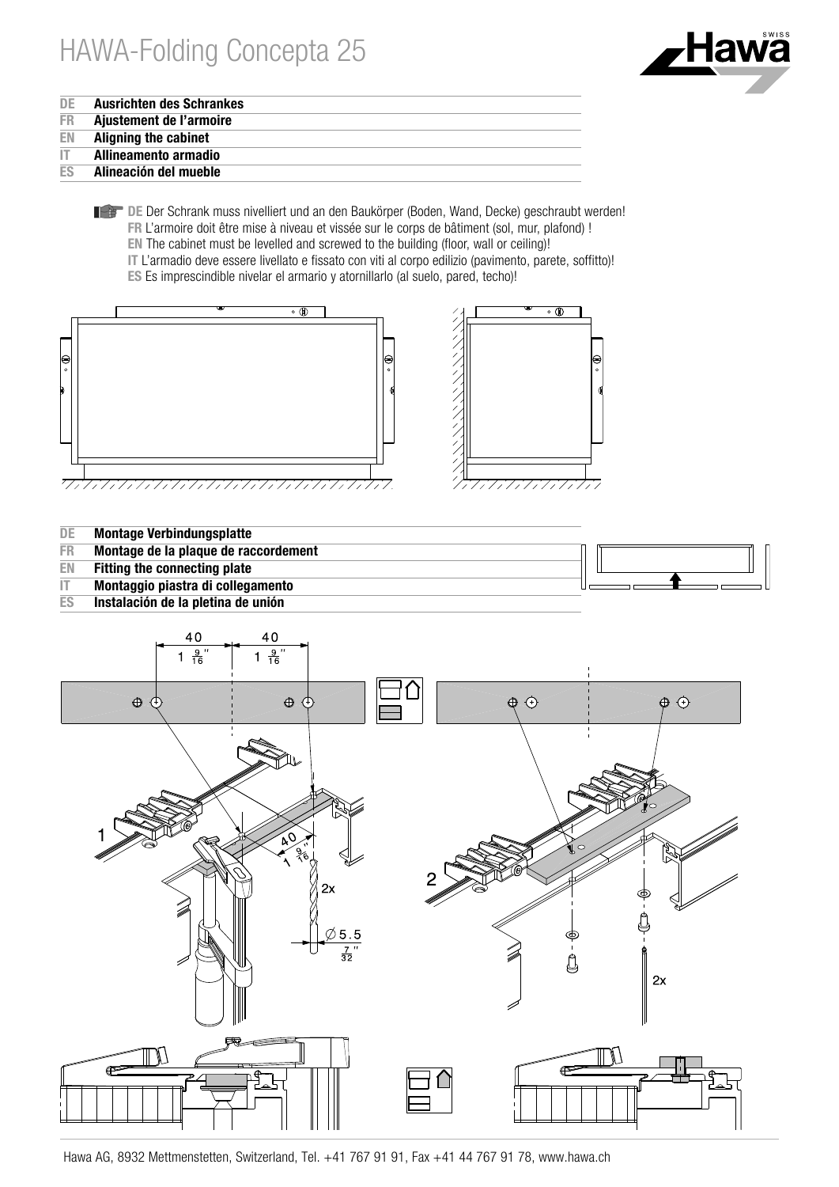# HAWA-Folding Concepta 25

**DE Ausrichten des Schrankes**
**FR Ajustement de l'armoire**
**EN Aligning the cabinet**
**IT Allineamento armadio**
**ES Alineación del mueble**

DE Der Schrank muss nivelliert und an den Baukörper (Boden, Wand, Decke) geschraubt werden!
FR L'armoire doit être mise à niveau et vissée sur le corps de bâtiment (sol, mur, plafond) !
EN The cabinet must be levelled and screwed to the building (floor, wall or ceiling)!
IT L'armadio deve essere livellato e fissato con viti al corpo edilizio (pavimento, parete, soffitto)!
ES Es imprescindible nivelar el armario y atornillarlo (al suelo, pared, techo)!

**DE Montage Verbindungsplatte**
**FR Montage de la plaque de raccordement**
**EN Fitting the connecting plate**
**IT Montaggio piastra di collegamento**
**ES Instalación de la pletina de unión**

40 — $1\frac{9}{16}$"　　40 — $1\frac{9}{16}$"

1　　40 — $1\frac{9}{16}$"　　2x　　∅ 5.5 — $\frac{7}{32}$"

2　　2x

Hawa AG, 8932 Mettmenstetten, Switzerland, Tel. +41 767 91 91, Fax +41 44 767 91 78, www.hawa.ch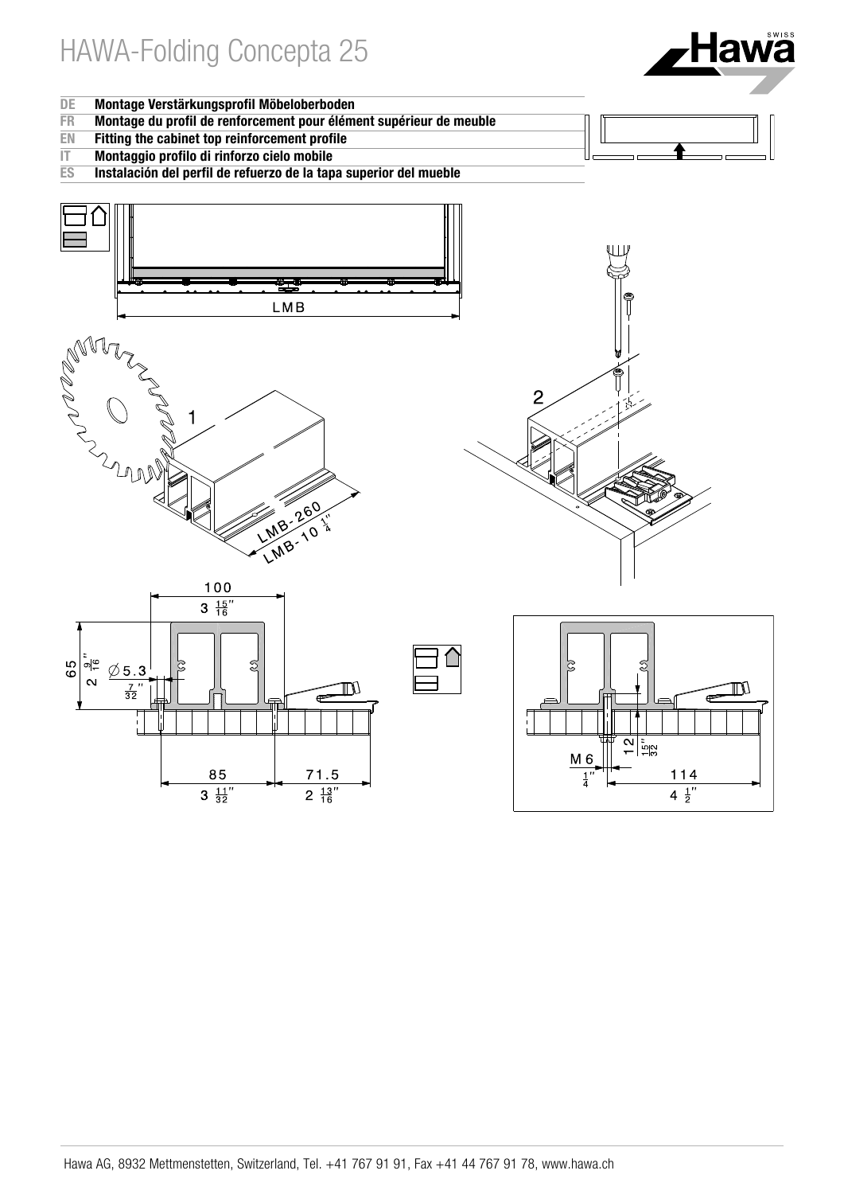# HAWA-Folding Concepta 25

| | |
|---|---|
| DE | **Montage Verstärkungsprofil Möbeloberboden** |
| FR | **Montage du profil de renforcement pour élément supérieur de meuble** |
| EN | **Fitting the cabinet top reinforcement profile** |
| IT | **Montaggio profilo di rinforzo cielo mobile** |
| ES | **Instalación del perfil de refuerzo de la tapa superior del mueble** |

LMB

1

LMB-260

LMB-10 1/4"

2

100

3 15/16"

65

2 9/16"

∅5.3

7/32"

85

3 11/32"

71.5

2 13/16"

M6

1/4"

12

15/32"

114

4 1/2"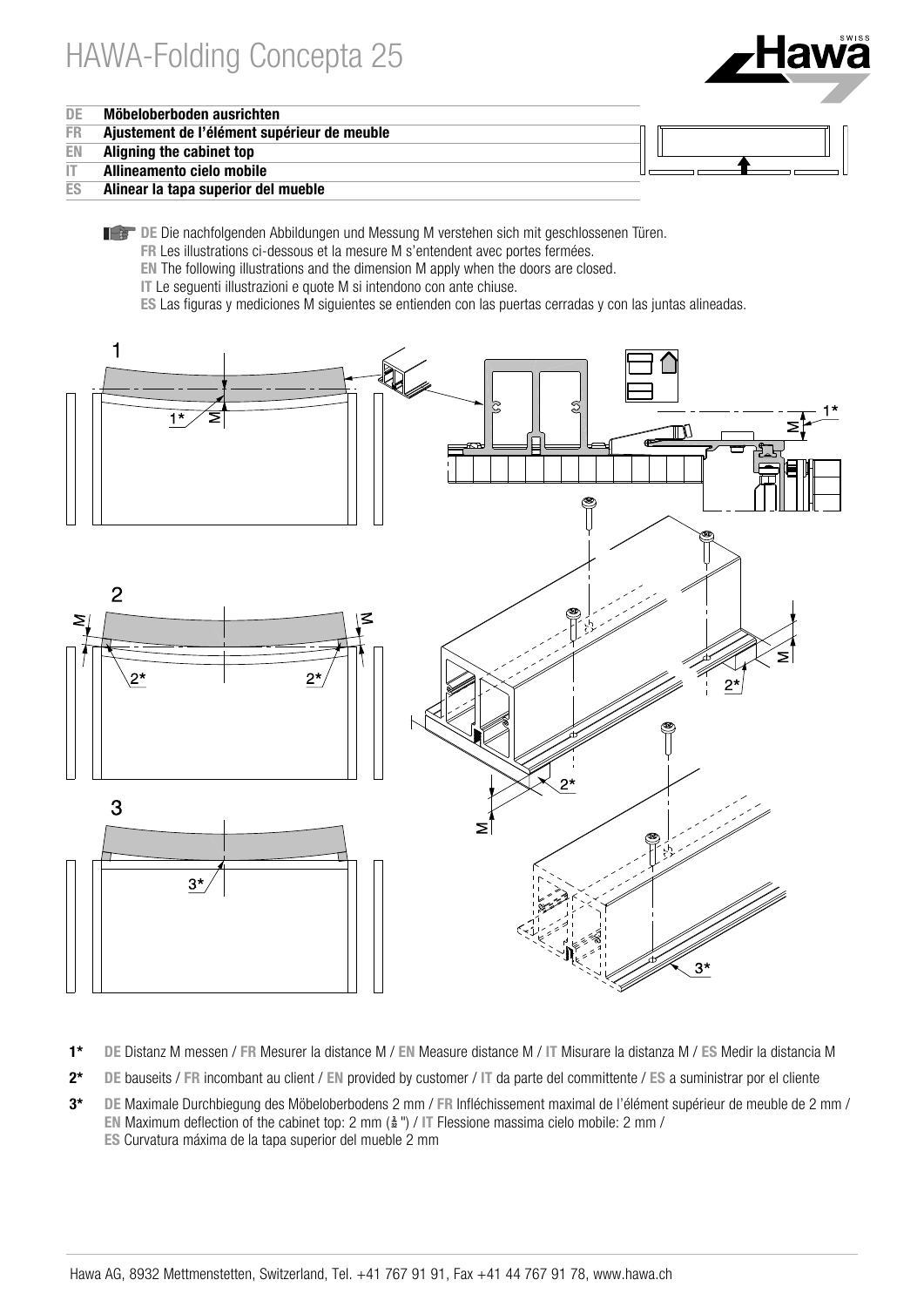# HAWA-Folding Concepta 25

**DE Möbeloberboden ausrichten**
**FR Ajustement de l'élément supérieur de meuble**
**EN Aligning the cabinet top**
**IT Allineamento cielo mobile**
**ES Alinear la tapa superior del mueble**

DE Die nachfolgenden Abbildungen und Messung M verstehen sich mit geschlossenen Türen.
FR Les illustrations ci-dessous et la mesure M s'entendent avec portes fermées.
EN The following illustrations and the dimension M apply when the doors are closed.
IT Le seguenti illustrazioni e quote M si intendono con ante chiuse.
ES Las figuras y mediciones M siguientes se entienden con las puertas cerradas y con las juntas alineadas.

1

2

3

**1*** DE Distanz M messen / FR Mesurer la distance M / EN Measure distance M / IT Misurare la distanza M / ES Medir la distancia M

**2*** DE bauseits / FR incombant au client / EN provided by customer / IT da parte del committente / ES a suministrar por el cliente

**3*** DE Maximale Durchbiegung des Möbeloberbodens 2 mm / FR Infléchissement maximal de l'élément supérieur de meuble de 2 mm / EN Maximum deflection of the cabinet top: 2 mm (3/32") / IT Flessione massima cielo mobile: 2 mm / ES Curvatura máxima de la tapa superior del mueble 2 mm

Hawa AG, 8932 Mettmenstetten, Switzerland, Tel. +41 767 91 91, Fax +41 44 767 91 78, www.hawa.ch